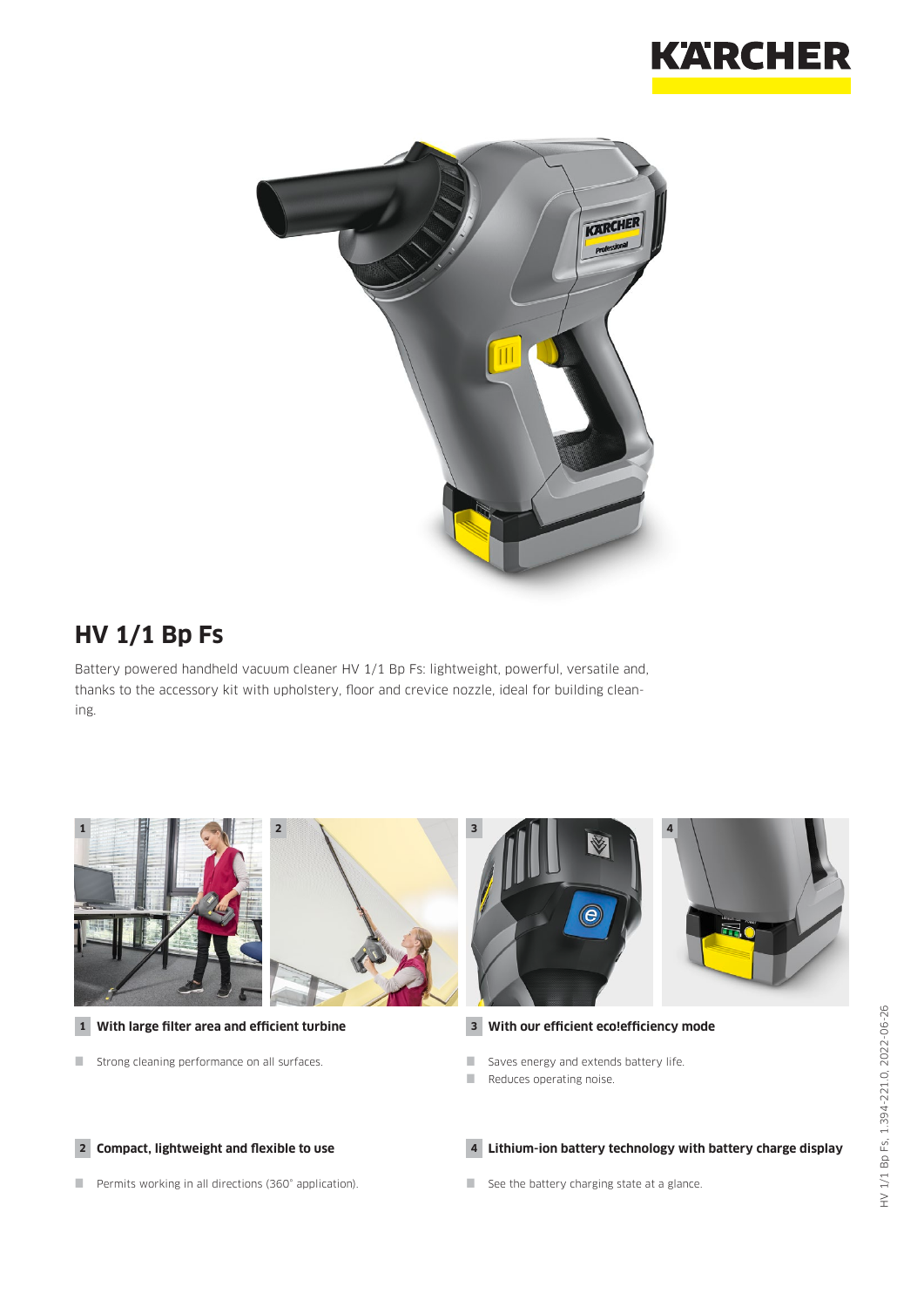# HV 1/1 Bp Fs

Battery powered handheld vacuum cleaner HV 1/1 Bp Fs: lightweight, powerful, versatile and, thanks to the accessory kit with upholstery, floor and crevice nozzle, ideal for building cleaning.

**1 With large filter area and efficient turbine**

- Strong cleaning performance on all surfaces.

**2 Compact, lightweight and flexible to use**

- Permits working in all directions (360° application).

**3 With our efficient eco!efficiency mode**

- Saves energy and extends battery life.
- Reduces operating noise.

**4 Lithium-ion battery technology with battery charge display**

- See the battery charging state at a glance.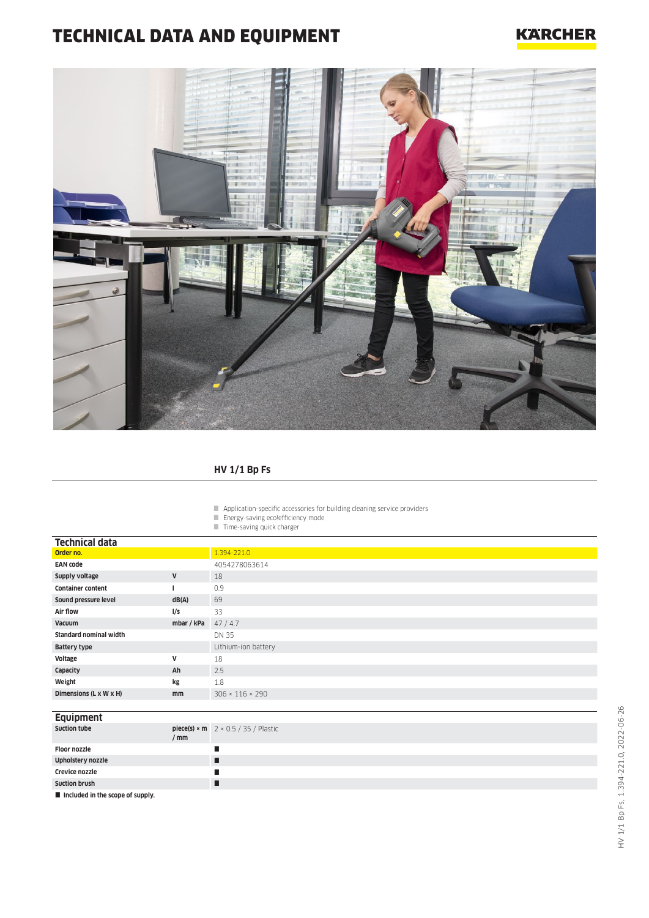# TECHNICAL DATA AND EQUIPMENT

KÄRCHER

## HV 1/1 Bp Fs

- Application-specific accessories for building cleaning service providers
- Energy-saving eco!efficiency mode
- Time-saving quick charger

### Technical data

| | | |
|---|---|---|
| **Order no.** | | 1.394-221.0 |
| **EAN code** | | 4054278063614 |
| **Supply voltage** | **V** | 18 |
| **Container content** | **l** | 0.9 |
| **Sound pressure level** | **dB(A)** | 69 |
| **Air flow** | **l/s** | 33 |
| **Vacuum** | **mbar / kPa** | 47 / 4.7 |
| **Standard nominal width** | | DN 35 |
| **Battery type** | | Lithium-ion battery |
| **Voltage** | **V** | 18 |
| **Capacity** | **Ah** | 2.5 |
| **Weight** | **kg** | 1.8 |
| **Dimensions (L x W x H)** | **mm** | 306 × 116 × 290 |

### Equipment

| | | |
|---|---|---|
| **Suction tube** | **piece(s) × m / mm** | 2 × 0.5 / 35 / Plastic |
| **Floor nozzle** | | ■ |
| **Upholstery nozzle** | | ■ |
| **Crevice nozzle** | | ■ |
| **Suction brush** | | ■ |

■ **Included in the scope of supply.**

HV 1/1 Bp Fs, 1.394-221.0, 2022-06-26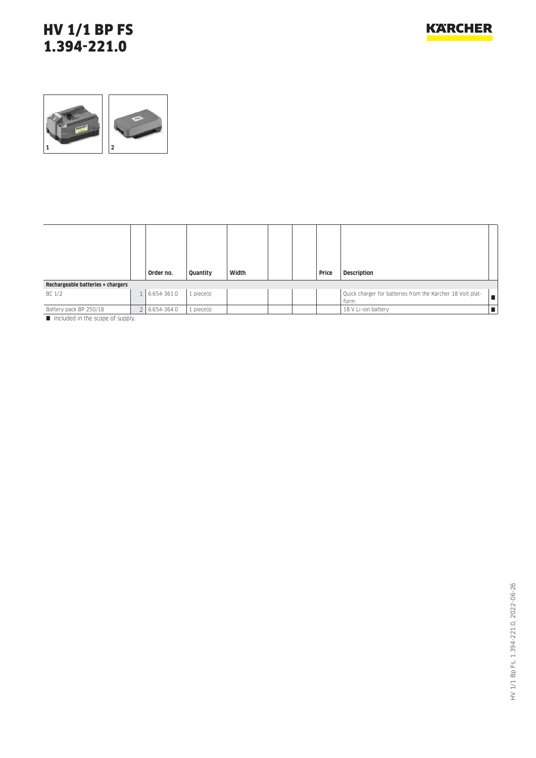# HV 1/1 BP FS
# 1.394-221.0

| | | Order no. | Quantity | Width | | | Price | Description | |
|---|---|---|---|---|---|---|---|---|---|
| **Rechargeable batteries + chargers** | | | | | | | | | |
| BC 1/2 | 1 | 6.654-361.0 | 1 piece(s) | | | | | Quick charger for batteries from the Kärcher 18 Volt platform. | ■ |
| Battery pack BP 250/18 | 2 | 6.654-364.0 | 1 piece(s) | | | | | 18 V Li-ion battery | ■ |

■ Included in the scope of supply.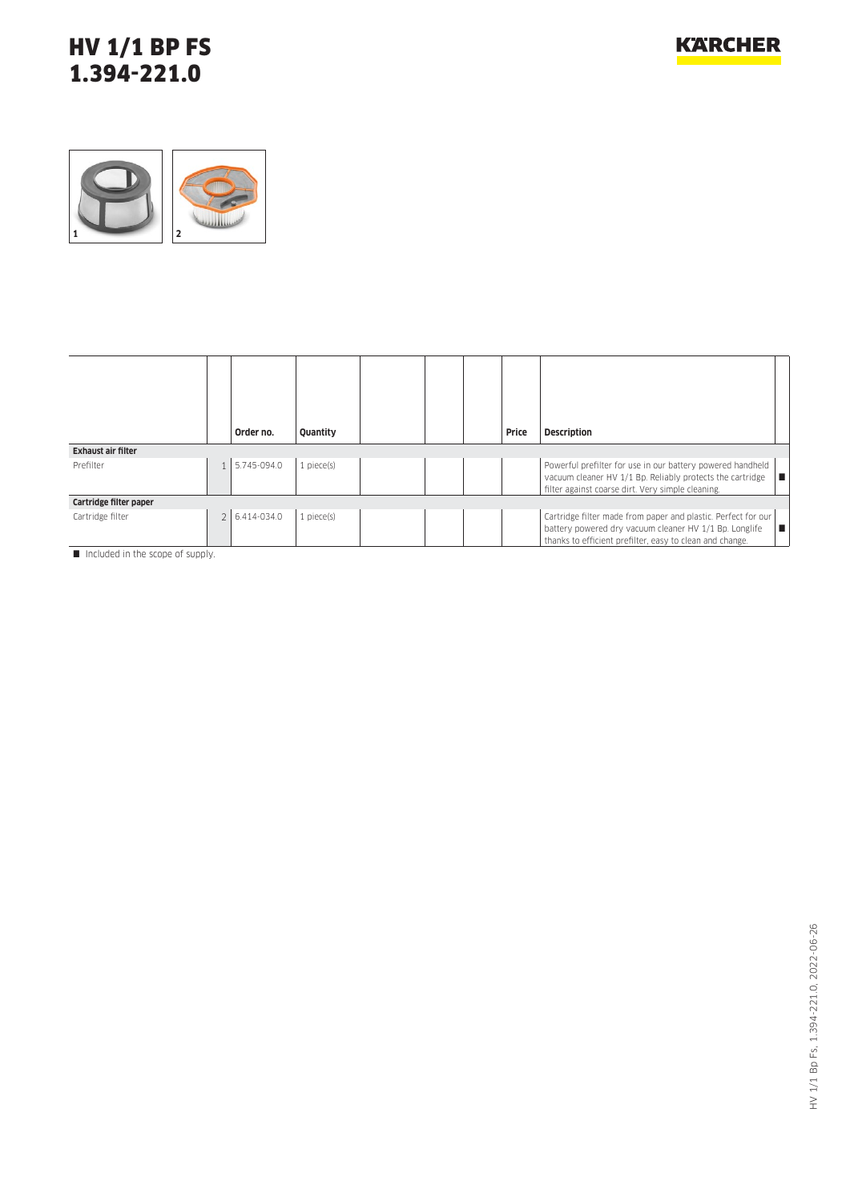# HV 1/1 BP FS
# 1.394-221.0

| | | Order no. | Quantity | | | | Price | Description | |
|---|---|---|---|---|---|---|---|---|---|
| **Exhaust air filter** | | | | | | | | | |
| Prefilter | 1 | 5.745-094.0 | 1 piece(s) | | | | | Powerful prefilter for use in our battery powered handheld vacuum cleaner HV 1/1 Bp. Reliably protects the cartridge filter against coarse dirt. Very simple cleaning. | ■ |
| **Cartridge filter paper** | | | | | | | | | |
| Cartridge filter | 2 | 6.414-034.0 | 1 piece(s) | | | | | Cartridge filter made from paper and plastic. Perfect for our battery powered dry vacuum cleaner HV 1/1 Bp. Longlife thanks to efficient prefilter, easy to clean and change. | ■ |

■ Included in the scope of supply.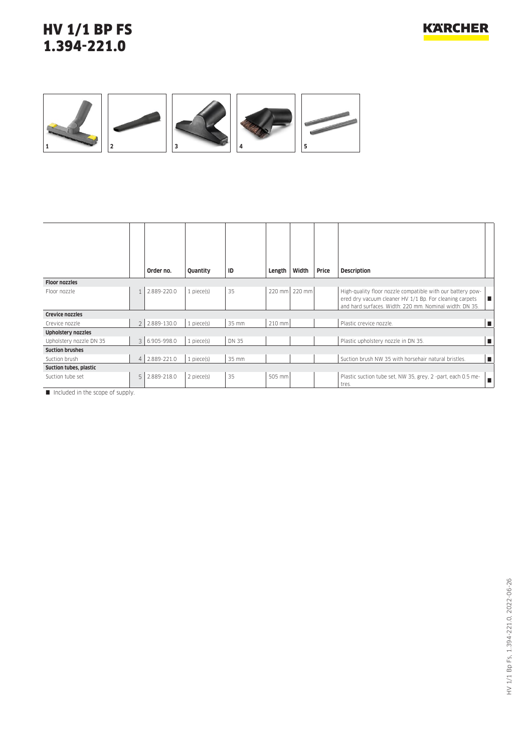# HV 1/1 BP FS
# 1.394-221.0

1 2 3 4 5

| | | Order no. | Quantity | ID | Length | Width | Price | Description | |
|---|---|---|---|---|---|---|---|---|---|
| **Floor nozzles** | | | | | | | | | |
| Floor nozzle | 1 | 2.889-220.0 | 1 piece(s) | 35 | 220 mm | 220 mm | | High-quality floor nozzle compatible with our battery powered dry vacuum cleaner HV 1/1 Bp. For cleaning carpets and hard surfaces. Width: 220 mm. Nominal width: DN 35. | ■ |
| **Crevice nozzles** | | | | | | | | | |
| Crevice nozzle | 2 | 2.889-130.0 | 1 piece(s) | 35 mm | 210 mm | | | Plastic crevice nozzle. | ■ |
| **Upholstery nozzles** | | | | | | | | | |
| Upholstery nozzle DN 35 | 3 | 6.905-998.0 | 1 piece(s) | DN 35 | | | | Plastic upholstery nozzle in DN 35. | ■ |
| **Suction brushes** | | | | | | | | | |
| Suction brush | 4 | 2.889-221.0 | 1 piece(s) | 35 mm | | | | Suction brush NW 35 with horsehair natural bristles. | ■ |
| **Suction tubes, plastic** | | | | | | | | | |
| Suction tube set | 5 | 2.889-218.0 | 2 piece(s) | 35 | 505 mm | | | Plastic suction tube set, NW 35, grey, 2 -part, each 0.5 metres. | ■ |

■ Included in the scope of supply.